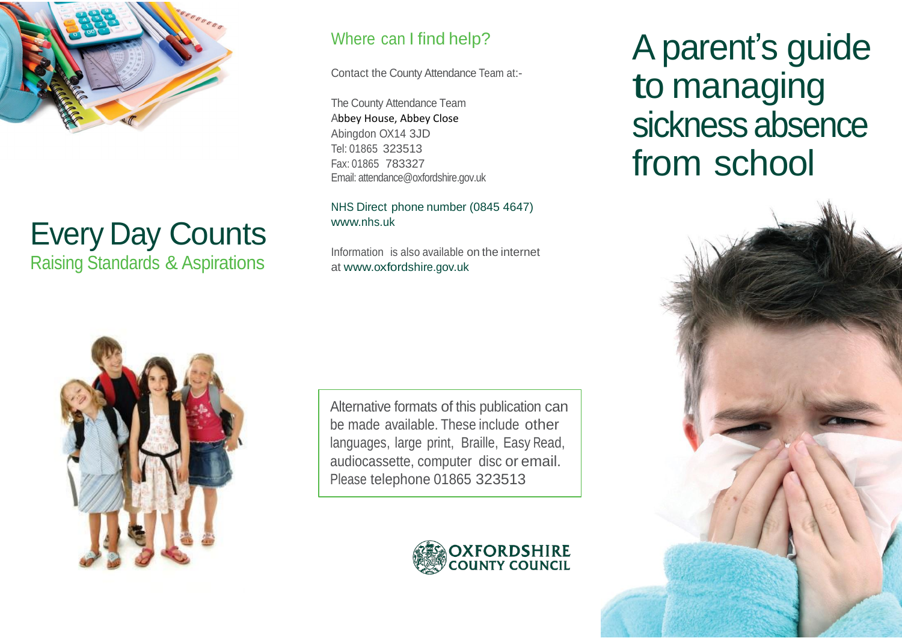# Every Day Counts

## Raising Standards & Aspirations

## Where can I find help?

Contact the County Attendance Team at:-

The County Attendance Team
Abbey House, Abbey Close
Abingdon OX14 3JD
Tel: 01865 323513
Fax: 01865 783327
Email: attendance@oxfordshire.gov.uk

NHS Direct phone number (0845 4647)
www.nhs.uk

Information is also available on the internet at www.oxfordshire.gov.uk

Alternative formats of this publication can be made available. These include other languages, large print, Braille, Easy Read, audiocassette, computer disc or email. Please telephone 01865 323513

OXFORDSHIRE COUNTY COUNCIL

# A parent's guide to managing sickness absence from school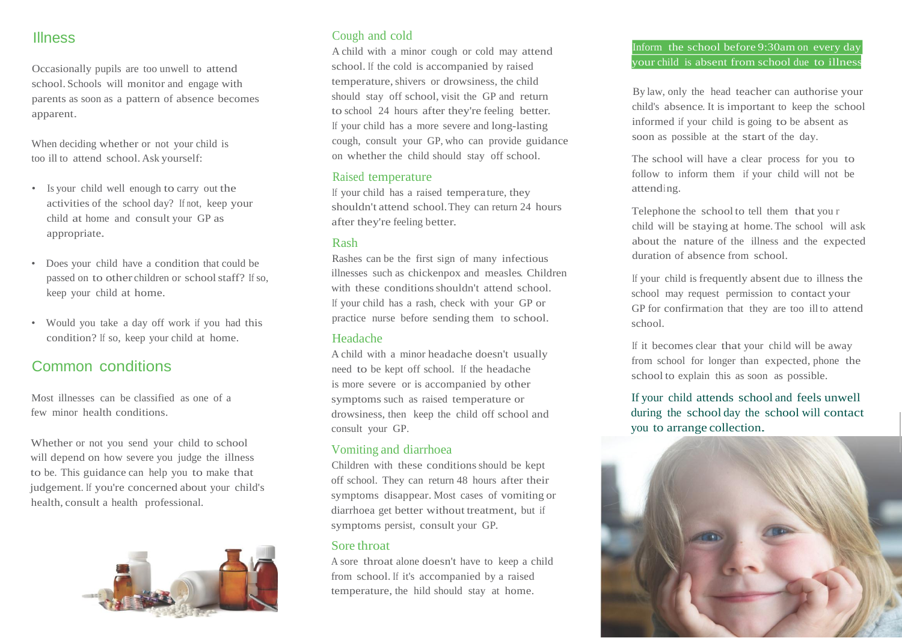## Illness

Occasionally pupils are too unwell to attend school. Schools will monitor and engage with parents as soon as a pattern of absence becomes apparent.

When deciding whether or not your child is too ill to attend school. Ask yourself:

- Is your child well enough to carry out the activities of the school day? If not, keep your child at home and consult your GP as appropriate.
- Does your child have a condition that could be passed on to other children or school staff? If so, keep your child at home.
- Would you take a day off work if you had this condition? If so, keep your child at home.

## Common conditions

Most illnesses can be classified as one of a few minor health conditions.

Whether or not you send your child to school will depend on how severe you judge the illness to be. This guidance can help you to make that judgement. If you're concerned about your child's health, consult a health professional.

### Cough and cold

A child with a minor cough or cold may attend school. If the cold is accompanied by raised temperature, shivers or drowsiness, the child should stay off school, visit the GP and return to school 24 hours after they're feeling better. If your child has a more severe and long-lasting cough, consult your GP, who can provide guidance on whether the child should stay off school.

### Raised temperature

If your child has a raised temperature, they shouldn't attend school. They can return 24 hours after they're feeling better.

### Rash

Rashes can be the first sign of many infectious illnesses such as chickenpox and measles. Children with these conditions shouldn't attend school. If your child has a rash, check with your GP or practice nurse before sending them to school.

### Headache

A child with a minor headache doesn't usually need to be kept off school. If the headache is more severe or is accompanied by other symptoms such as raised temperature or drowsiness, then keep the child off school and consult your GP.

### Vomiting and diarrhoea

Children with these conditions should be kept off school. They can return 48 hours after their symptoms disappear. Most cases of vomiting or diarrhoea get better without treatment, but if symptoms persist, consult your GP.

### Sore throat

A sore throat alone doesn't have to keep a child from school. If it's accompanied by a raised temperature, the hild should stay at home.

**Inform the school before 9:30am on every day your child is absent from school due to illness**

By law, only the head teacher can authorise your child's absence. It is important to keep the school informed if your child is going to be absent as soon as possible at the start of the day.

The school will have a clear process for you to follow to inform them if your child will not be attending.

Telephone the school to tell them that your child will be staying at home. The school will ask about the nature of the illness and the expected duration of absence from school.

If your child is frequently absent due to illness the school may request permission to contact your GP for confirmation that they are too ill to attend school.

If it becomes clear that your child will be away from school for longer than expected, phone the school to explain this as soon as possible.

If your child attends school and feels unwell during the school day the school will contact you to arrange collection.